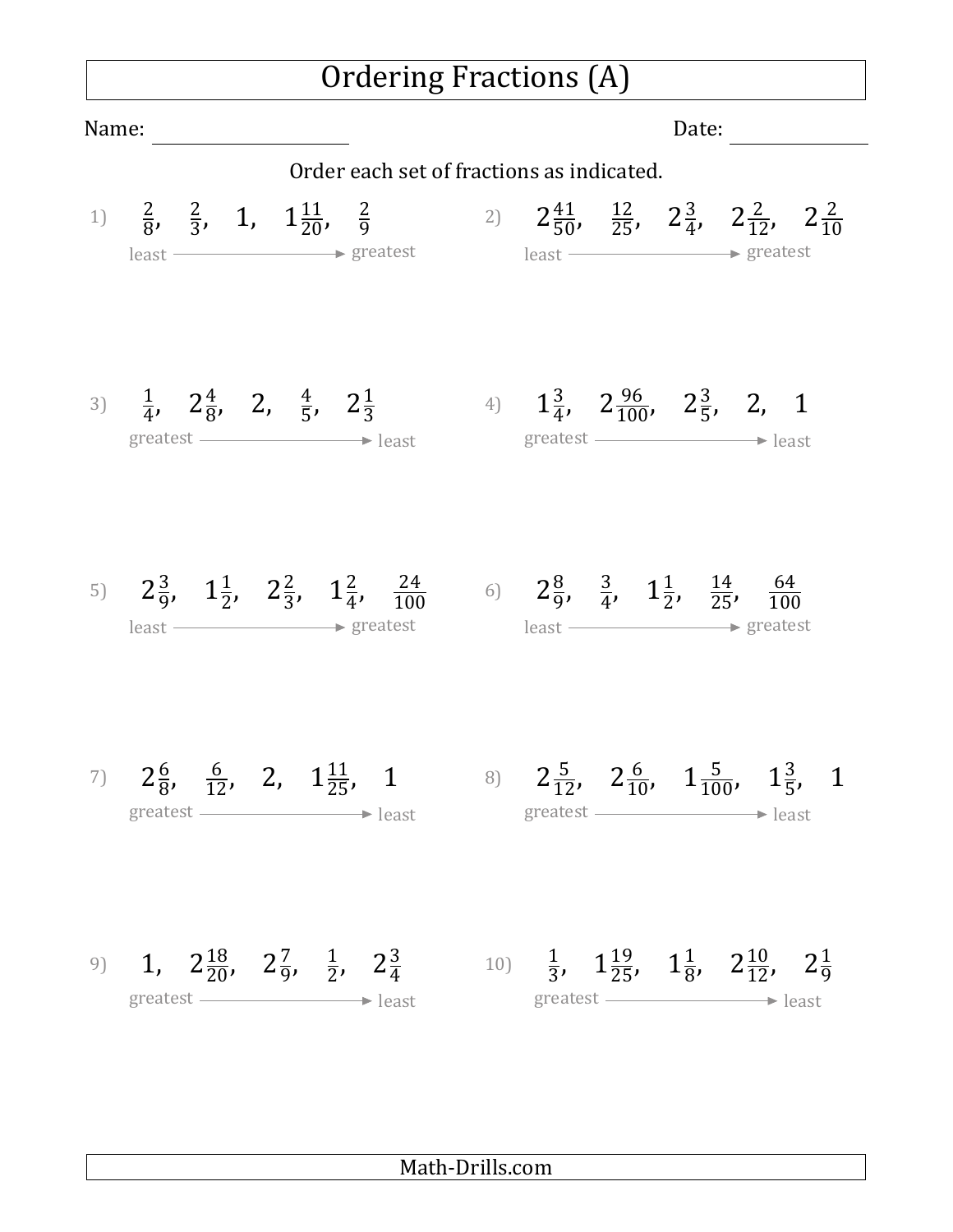# Ordering Fractions (A)

Name: ____________________ Date: ______________

Order each set of fractions as indicated.

1) $\frac{2}{8}$, $\frac{2}{3}$, $1$, $1\frac{11}{20}$, $\frac{2}{9}$

least → greatest

2) $2\frac{41}{50}$, $\frac{12}{25}$, $2\frac{3}{4}$, $2\frac{2}{12}$, $2\frac{2}{10}$

least → greatest

3) $\frac{1}{4}$, $2\frac{4}{8}$, $2$, $\frac{4}{5}$, $2\frac{1}{3}$

greatest → least

4) $1\frac{3}{4}$, $2\frac{96}{100}$, $2\frac{3}{5}$, $2$, $1$

greatest → least

5) $2\frac{3}{9}$, $1\frac{1}{2}$, $2\frac{2}{3}$, $1\frac{2}{4}$, $\frac{24}{100}$

least → greatest

6) $2\frac{8}{9}$, $\frac{3}{4}$, $1\frac{1}{2}$, $\frac{14}{25}$, $\frac{64}{100}$

least → greatest

7) $2\frac{6}{8}$, $\frac{6}{12}$, $2$, $1\frac{11}{25}$, $1$

greatest → least

8) $2\frac{5}{12}$, $2\frac{6}{10}$, $1\frac{5}{100}$, $1\frac{3}{5}$, $1$

greatest → least

9) $1$, $2\frac{18}{20}$, $2\frac{7}{9}$, $\frac{1}{2}$, $2\frac{3}{4}$

greatest → least

10) $\frac{1}{3}$, $1\frac{19}{25}$, $1\frac{1}{8}$, $2\frac{10}{12}$, $2\frac{1}{9}$

greatest → least

Math-Drills.com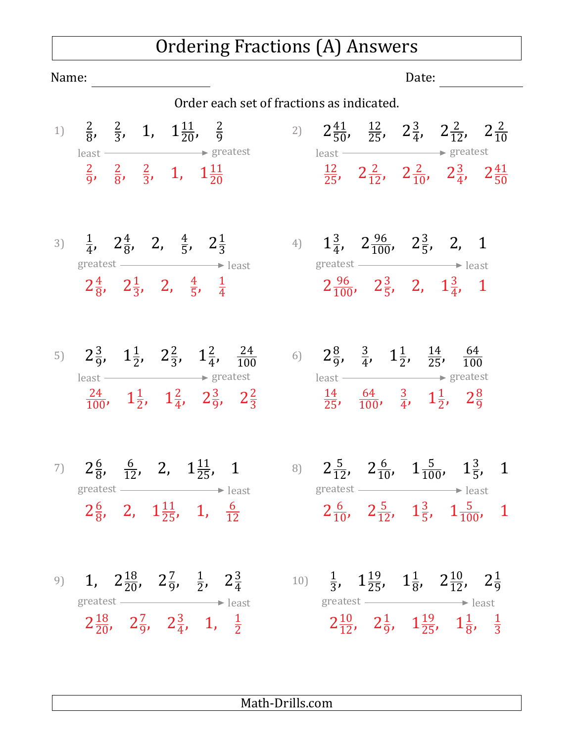# Ordering Fractions (A) Answers

Name: ____________________ Date: ____________

Order each set of fractions as indicated.

1) $\frac{2}{8}$, $\frac{2}{3}$, $1$, $1\frac{11}{20}$, $\frac{2}{9}$

least → greatest

$\frac{2}{9}$, $\frac{2}{8}$, $\frac{2}{3}$, $1$, $1\frac{11}{20}$

2) $2\frac{41}{50}$, $\frac{12}{25}$, $2\frac{3}{4}$, $2\frac{2}{12}$, $2\frac{2}{10}$

least → greatest

$\frac{12}{25}$, $2\frac{2}{12}$, $2\frac{2}{10}$, $2\frac{3}{4}$, $2\frac{41}{50}$

3) $\frac{1}{4}$, $2\frac{4}{8}$, $2$, $\frac{4}{5}$, $2\frac{1}{3}$

greatest → least

$2\frac{4}{8}$, $2\frac{1}{3}$, $2$, $\frac{4}{5}$, $\frac{1}{4}$

4) $1\frac{3}{4}$, $2\frac{96}{100}$, $2\frac{3}{5}$, $2$, $1$

greatest → least

$2\frac{96}{100}$, $2\frac{3}{5}$, $2$, $1\frac{3}{4}$, $1$

5) $2\frac{3}{9}$, $1\frac{1}{2}$, $2\frac{2}{3}$, $1\frac{2}{4}$, $\frac{24}{100}$

least → greatest

$\frac{24}{100}$, $1\frac{1}{2}$, $1\frac{2}{4}$, $2\frac{3}{9}$, $2\frac{2}{3}$

6) $2\frac{8}{9}$, $\frac{3}{4}$, $1\frac{1}{2}$, $\frac{14}{25}$, $\frac{64}{100}$

least → greatest

$\frac{14}{25}$, $\frac{64}{100}$, $\frac{3}{4}$, $1\frac{1}{2}$, $2\frac{8}{9}$

7) $2\frac{6}{8}$, $\frac{6}{12}$, $2$, $1\frac{11}{25}$, $1$

greatest → least

$2\frac{6}{8}$, $2$, $1\frac{11}{25}$, $1$, $\frac{6}{12}$

8) $2\frac{5}{12}$, $2\frac{6}{10}$, $1\frac{5}{100}$, $1\frac{3}{5}$, $1$

greatest → least

$2\frac{6}{10}$, $2\frac{5}{12}$, $1\frac{3}{5}$, $1\frac{5}{100}$, $1$

9) $1$, $2\frac{18}{20}$, $2\frac{7}{9}$, $\frac{1}{2}$, $2\frac{3}{4}$

greatest → least

$2\frac{18}{20}$, $2\frac{7}{9}$, $2\frac{3}{4}$, $1$, $\frac{1}{2}$

10) $\frac{1}{3}$, $1\frac{19}{25}$, $1\frac{1}{8}$, $2\frac{10}{12}$, $2\frac{1}{9}$

greatest → least

$2\frac{10}{12}$, $2\frac{1}{9}$, $1\frac{19}{25}$, $1\frac{1}{8}$, $\frac{1}{3}$

Math-Drills.com